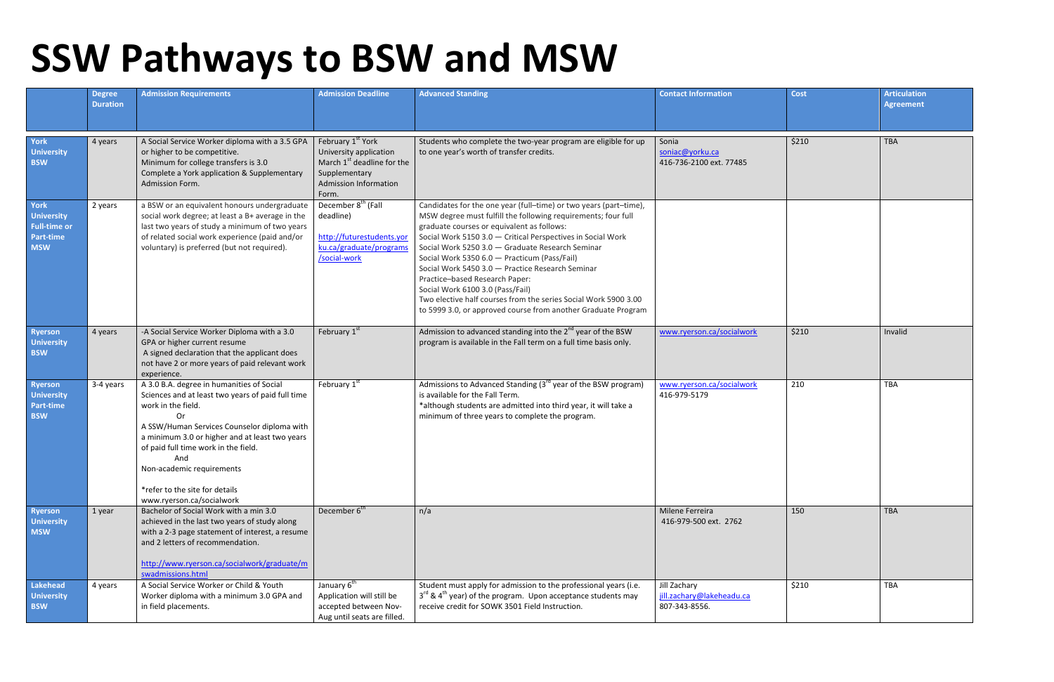# SSW Pathways to BSW and MSW

| | Degree Duration | Admission Requirements | Admission Deadline | Advanced Standing | Contact Information | Cost | Articulation Agreement |
|---|---|---|---|---|---|---|---|
| **York University BSW** | 4 years | A Social Service Worker diploma with a 3.5 GPA or higher to be competitive.<br>Minimum for college transfers is 3.0<br>Complete a York application & Supplementary Admission Form. | February 1st York University application<br>March 1st deadline for the Supplementary Admission Information Form. | Students who complete the two-year program are eligible for up to one year's worth of transfer credits. | Sonia<br>soniac@yorku.ca<br>416-736-2100 ext. 77485 | $210 | TBA |
| **York University Full-time or Part-time MSW** | 2 years | a BSW or an equivalent honours undergraduate social work degree; at least a B+ average in the last two years of study a minimum of two years of related social work experience (paid and/or voluntary) is preferred (but not required). | December 8th (Fall deadline)<br><br>http://futurestudents.yorku.ca/graduate/programs/social-work | Candidates for the one year (full–time) or two years (part–time), MSW degree must fulfill the following requirements; four full graduate courses or equivalent as follows:<br>Social Work 5150 3.0 — Critical Perspectives in Social Work<br>Social Work 5250 3.0 — Graduate Research Seminar<br>Social Work 5350 6.0 — Practicum (Pass/Fail)<br>Social Work 5450 3.0 — Practice Research Seminar<br>Practice–based Research Paper:<br>Social Work 6100 3.0 (Pass/Fail)<br>Two elective half courses from the series Social Work 5900 3.00 to 5999 3.0, or approved course from another Graduate Program | | | |
| **Ryerson University BSW** | 4 years | -A Social Service Worker Diploma with a 3.0 GPA or higher current resume<br>A signed declaration that the applicant does not have 2 or more years of paid relevant work experience. | February 1st | Admission to advanced standing into the 2nd year of the BSW program is available in the Fall term on a full time basis only. | www.ryerson.ca/socialwork | $210 | Invalid |
| **Ryerson University Part-time BSW** | 3-4 years | A 3.0 B.A. degree in humanities of Social Sciences and at least two years of paid full time work in the field.<br>Or<br>A SSW/Human Services Counselor diploma with a minimum 3.0 or higher and at least two years of paid full time work in the field.<br>And<br>Non-academic requirements<br><br>*refer to the site for details<br>www.ryerson.ca/socialwork | February 1st | Admissions to Advanced Standing (3rd year of the BSW program) is available for the Fall Term.<br>*although students are admitted into third year, it will take a minimum of three years to complete the program. | www.ryerson.ca/socialwork<br>416-979-5179 | 210 | TBA |
| **Ryerson University MSW** | 1 year | Bachelor of Social Work with a min 3.0 achieved in the last two years of study along with a 2-3 page statement of interest, a resume and 2 letters of recommendation.<br><br>http://www.ryerson.ca/socialwork/graduate/mswadmissions.html | December 6th | n/a | Milene Ferreira<br>416-979-500 ext. 2762 | 150 | TBA |
| **Lakehead University BSW** | 4 years | A Social Service Worker or Child & Youth Worker diploma with a minimum 3.0 GPA and in field placements. | January 6th<br>Application will still be accepted between Nov-Aug until seats are filled. | Student must apply for admission to the professional years (i.e. 3rd & 4th year) of the program. Upon acceptance students may receive credit for SOWK 3501 Field Instruction. | Jill Zachary<br>jill.zachary@lakeheadu.ca<br>807-343-8556. | $210 | TBA |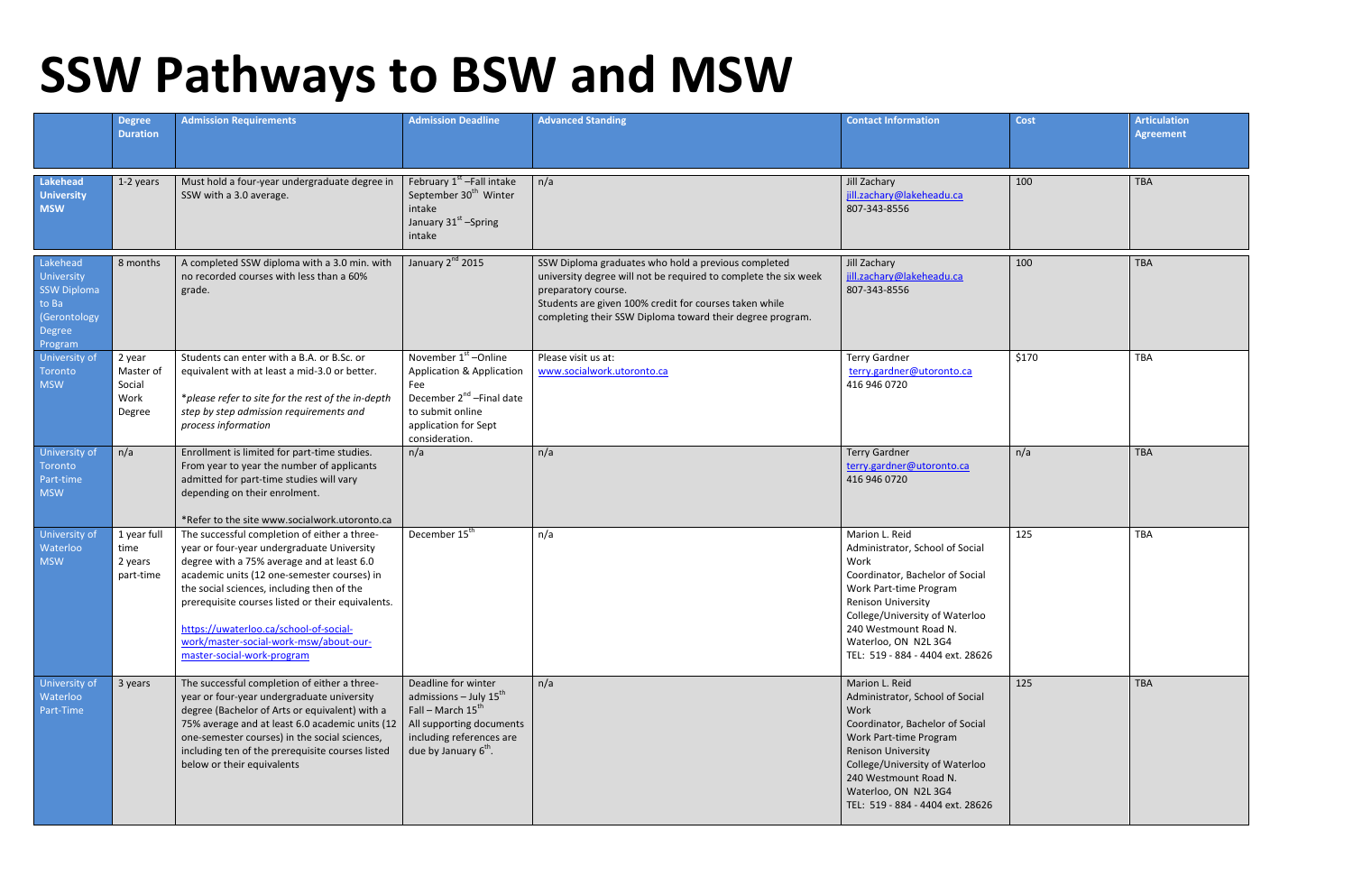# SSW Pathways to BSW and MSW

| | Degree Duration | Admission Requirements | Admission Deadline | Advanced Standing | Contact Information | Cost | Articulation Agreement |
|---|---|---|---|---|---|---|---|
| **Lakehead University MSW** | 1-2 years | Must hold a four-year undergraduate degree in SSW with a 3.0 average. | February 1st –Fall intake<br>September 30th Winter intake<br>January 31st –Spring intake | n/a | Jill Zachary<br>jill.zachary@lakeheadu.ca<br>807-343-8556 | 100 | TBA |
| Lakehead University SSW Diploma to Ba (Gerontology Degree Program | 8 months | A completed SSW diploma with a 3.0 min. with no recorded courses with less than a 60% grade. | January 2nd 2015 | SSW Diploma graduates who hold a previous completed university degree will not be required to complete the six week preparatory course.<br>Students are given 100% credit for courses taken while completing their SSW Diploma toward their degree program. | Jill Zachary<br>jill.zachary@lakeheadu.ca<br>807-343-8556 | 100 | TBA |
| University of Toronto MSW | 2 year Master of Social Work Degree | Students can enter with a B.A. or B.Sc. or equivalent with at least a mid-3.0 or better.<br><br>**please refer to site for the rest of the in-depth step by step admission requirements and process information* | November 1st –Online Application & Application Fee<br>December 2nd –Final date to submit online application for Sept consideration. | Please visit us at:<br>www.socialwork.utoronto.ca | Terry Gardner<br>terry.gardner@utoronto.ca<br>416 946 0720 | $170 | TBA |
| University of Toronto Part-time MSW | n/a | Enrollment is limited for part-time studies. From year to year the number of applicants admitted for part-time studies will vary depending on their enrolment.<br><br>*Refer to the site www.socialwork.utoronto.ca | n/a | n/a | Terry Gardner<br>terry.gardner@utoronto.ca<br>416 946 0720 | n/a | TBA |
| University of Waterloo MSW | 1 year full time<br>2 years part-time | The successful completion of either a three-year or four-year undergraduate University degree with a 75% average and at least 6.0 academic units (12 one-semester courses) in the social sciences, including then of the prerequisite courses listed or their equivalents.<br><br>https://uwaterloo.ca/school-of-social-work/master-social-work-msw/about-our-master-social-work-program | December 15th | n/a | Marion L. Reid<br>Administrator, School of Social Work<br>Coordinator, Bachelor of Social Work Part-time Program<br>Renison University College/University of Waterloo<br>240 Westmount Road N.<br>Waterloo, ON N2L 3G4<br>TEL: 519 - 884 - 4404 ext. 28626 | 125 | TBA |
| University of Waterloo Part-Time | 3 years | The successful completion of either a three-year or four-year undergraduate university degree (Bachelor of Arts or equivalent) with a 75% average and at least 6.0 academic units (12 one-semester courses) in the social sciences, including ten of the prerequisite courses listed below or their equivalents | Deadline for winter admissions – July 15th<br>Fall – March 15th<br>All supporting documents including references are due by January 6th. | n/a | Marion L. Reid<br>Administrator, School of Social Work<br>Coordinator, Bachelor of Social Work Part-time Program<br>Renison University College/University of Waterloo<br>240 Westmount Road N.<br>Waterloo, ON N2L 3G4<br>TEL: 519 - 884 - 4404 ext. 28626 | 125 | TBA |